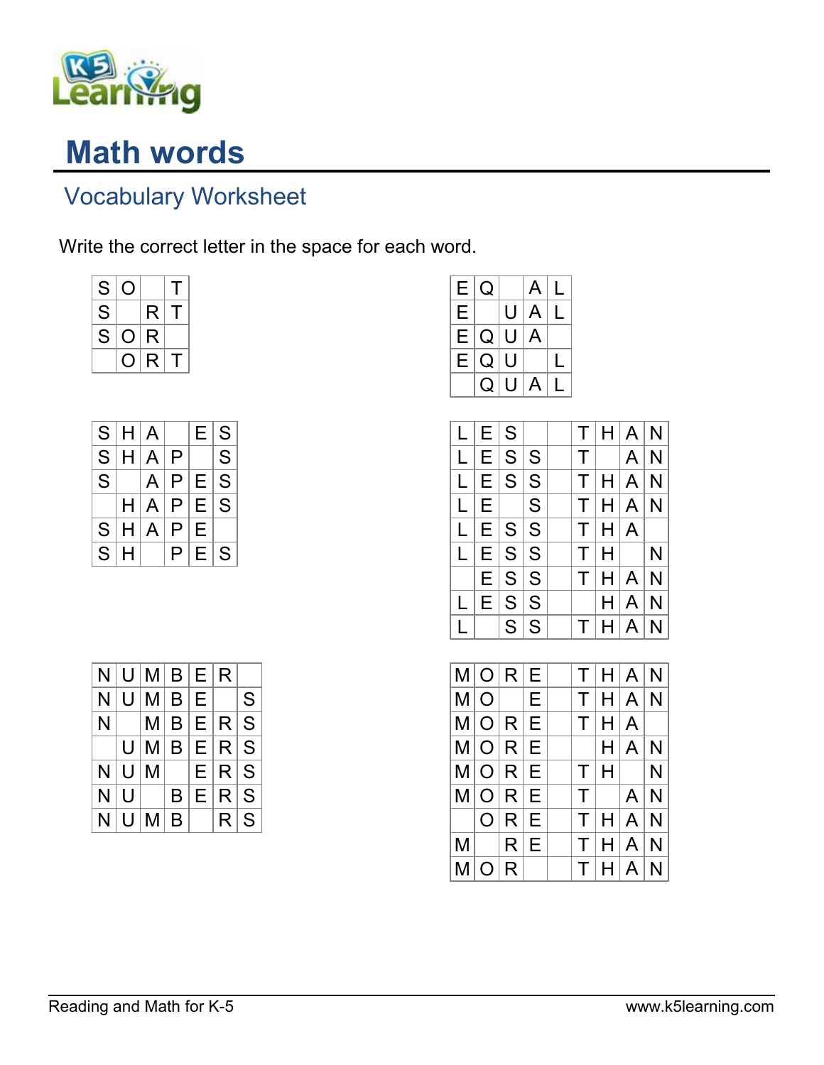# Math words

## Vocabulary Worksheet

Write the correct letter in the space for each word.

| | | | |
|---|---|---|---|
| S | O | | T |
| S | | R | T |
| S | O | R | |
| | O | R | T |

| | | | | |
|---|---|---|---|---|
| E | Q | | A | L |
| E | | U | A | L |
| E | Q | U | A | |
| E | Q | U | | L |
| | Q | U | A | L |

| | | | | | |
|---|---|---|---|---|---|
| S | H | A | | E | S |
| S | H | A | P | | S |
| S | | A | P | E | S |
| | H | A | P | E | S |
| S | H | A | P | E | |
| S | H | | P | E | S |

| | | | | | | | | |
|---|---|---|---|---|---|---|---|---|
| L | E | S | | | T | H | A | N |
| L | E | S | S | | T | | A | N |
| L | E | S | S | | T | H | A | N |
| L | E | | S | | T | H | A | N |
| L | E | S | S | | T | H | A | |
| L | E | S | S | | T | H | | N |
| | E | S | S | | T | H | A | N |
| L | E | S | S | | | H | A | N |
| L | | S | S | | T | H | A | N |

| | | | | | | |
|---|---|---|---|---|---|---|
| N | U | M | B | E | R | |
| N | U | M | B | E | | S |
| N | | M | B | E | R | S |
| | U | M | B | E | R | S |
| N | U | M | | E | R | S |
| N | U | | B | E | R | S |
| N | U | M | B | | R | S |

| | | | | | | | | |
|---|---|---|---|---|---|---|---|---|
| M | O | R | E | | T | H | A | N |
| M | O | | E | | T | H | A | N |
| M | O | R | E | | T | H | A | |
| M | O | R | E | | | H | A | N |
| M | O | R | E | | T | H | | N |
| M | O | R | E | | T | | A | N |
| | O | R | E | | T | H | A | N |
| M | | R | E | | T | H | A | N |
| M | O | R | | | T | H | A | N |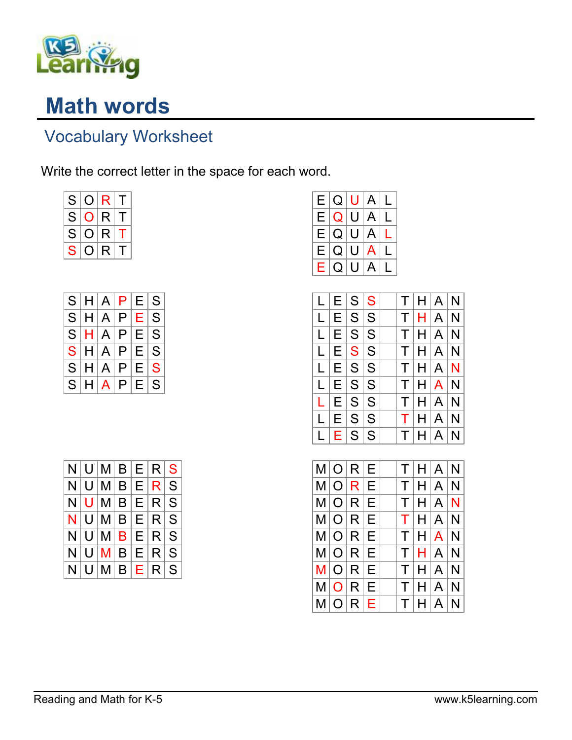# Math words

## Vocabulary Worksheet

Write the correct letter in the space for each word.

| | | | |
|---|---|---|---|
| S | O | R | T |
| S | O | R | T |
| S | O | R | T |
| S | O | R | T |

| | | | | |
|---|---|---|---|---|
| E | Q | U | A | L |
| E | Q | U | A | L |
| E | Q | U | A | L |
| E | Q | U | A | L |
| E | Q | U | A | L |

| | | | | | |
|---|---|---|---|---|---|
| S | H | A | P | E | S |
| S | H | A | P | E | S |
| S | H | A | P | E | S |
| S | H | A | P | E | S |
| S | H | A | P | E | S |
| S | H | A | P | E | S |

| | | | | | | | | |
|---|---|---|---|---|---|---|---|---|
| L | E | S | S | | T | H | A | N |
| L | E | S | S | | T | H | A | N |
| L | E | S | S | | T | H | A | N |
| L | E | S | S | | T | H | A | N |
| L | E | S | S | | T | H | A | N |
| L | E | S | S | | T | H | A | N |
| L | E | S | S | | T | H | A | N |
| L | E | S | S | | T | H | A | N |
| L | E | S | S | | T | H | A | N |

| | | | | | | |
|---|---|---|---|---|---|---|
| N | U | M | B | E | R | S |
| N | U | M | B | E | R | S |
| N | U | M | B | E | R | S |
| N | U | M | B | E | R | S |
| N | U | M | B | E | R | S |
| N | U | M | B | E | R | S |
| N | U | M | B | E | R | S |

| | | | | | | | | |
|---|---|---|---|---|---|---|---|---|
| M | O | R | E | | T | H | A | N |
| M | O | R | E | | T | H | A | N |
| M | O | R | E | | T | H | A | N |
| M | O | R | E | | T | H | A | N |
| M | O | R | E | | T | H | A | N |
| M | O | R | E | | T | H | A | N |
| M | O | R | E | | T | H | A | N |
| M | O | R | E | | T | H | A | N |
| M | O | R | E | | T | H | A | N |